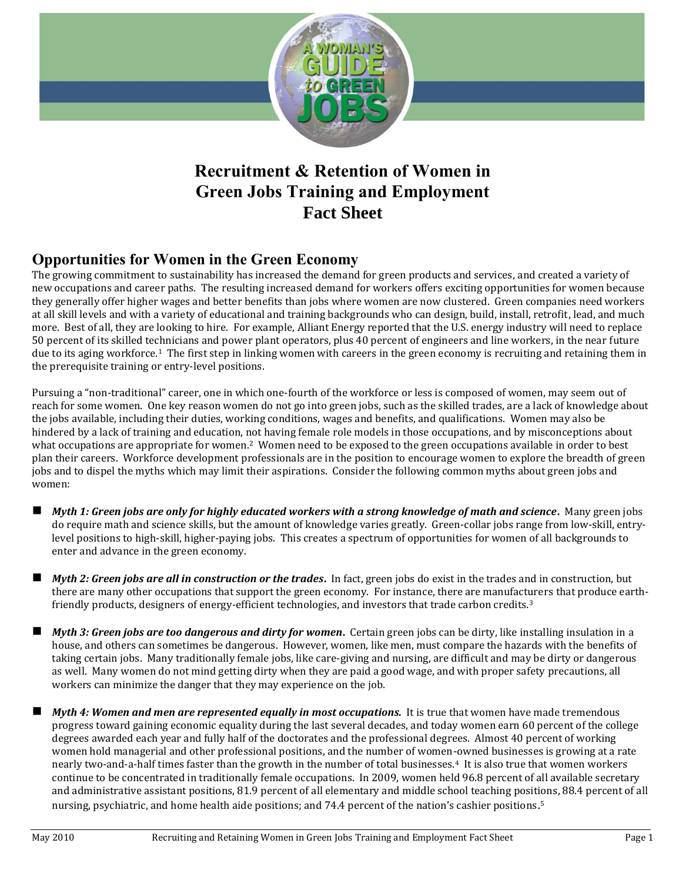# Recruitment & Retention of Women in Green Jobs Training and Employment Fact Sheet

## Opportunities for Women in the Green Economy

The growing commitment to sustainability has increased the demand for green products and services, and created a variety of new occupations and career paths. The resulting increased demand for workers offers exciting opportunities for women because they generally offer higher wages and better benefits than jobs where women are now clustered. Green companies need workers at all skill levels and with a variety of educational and training backgrounds who can design, build, install, retrofit, lead, and much more. Best of all, they are looking to hire. For example, Alliant Energy reported that the U.S. energy industry will need to replace 50 percent of its skilled technicians and power plant operators, plus 40 percent of engineers and line workers, in the near future due to its aging workforce.[1] The first step in linking women with careers in the green economy is recruiting and retaining them in the prerequisite training or entry-level positions.

Pursuing a "non-traditional" career, one in which one-fourth of the workforce or less is composed of women, may seem out of reach for some women. One key reason women do not go into green jobs, such as the skilled trades, are a lack of knowledge about the jobs available, including their duties, working conditions, wages and benefits, and qualifications. Women may also be hindered by a lack of training and education, not having female role models in those occupations, and by misconceptions about what occupations are appropriate for women.[2] Women need to be exposed to the green occupations available in order to best plan their careers. Workforce development professionals are in the position to encourage women to explore the breadth of green jobs and to dispel the myths which may limit their aspirations. Consider the following common myths about green jobs and women:

- ***Myth 1: Green jobs are only for highly educated workers with a strong knowledge of math and science*.** Many green jobs do require math and science skills, but the amount of knowledge varies greatly. Green-collar jobs range from low-skill, entry-level positions to high-skill, higher-paying jobs. This creates a spectrum of opportunities for women of all backgrounds to enter and advance in the green economy.

- ***Myth 2: Green jobs are all in construction or the trades*.** In fact, green jobs do exist in the trades and in construction, but there are many other occupations that support the green economy. For instance, there are manufacturers that produce earth-friendly products, designers of energy-efficient technologies, and investors that trade carbon credits.[3]

- ***Myth 3: Green jobs are too dangerous and dirty for women.*** Certain green jobs can be dirty, like installing insulation in a house, and others can sometimes be dangerous. However, women, like men, must compare the hazards with the benefits of taking certain jobs. Many traditionally female jobs, like care-giving and nursing, are difficult and may be dirty or dangerous as well. Many women do not mind getting dirty when they are paid a good wage, and with proper safety precautions, all workers can minimize the danger that they may experience on the job.

- ***Myth 4: Women and men are represented equally in most occupations.*** It is true that women have made tremendous progress toward gaining economic equality during the last several decades, and today women earn 60 percent of the college degrees awarded each year and fully half of the doctorates and the professional degrees. Almost 40 percent of working women hold managerial and other professional positions, and the number of women-owned businesses is growing at a rate nearly two-and-a-half times faster than the growth in the number of total businesses.[4] It is also true that women workers continue to be concentrated in traditionally female occupations. In 2009, women held 96.8 percent of all available secretary and administrative assistant positions, 81.9 percent of all elementary and middle school teaching positions, 88.4 percent of all nursing, psychiatric, and home health aide positions; and 74.4 percent of the nation's cashier positions.[5]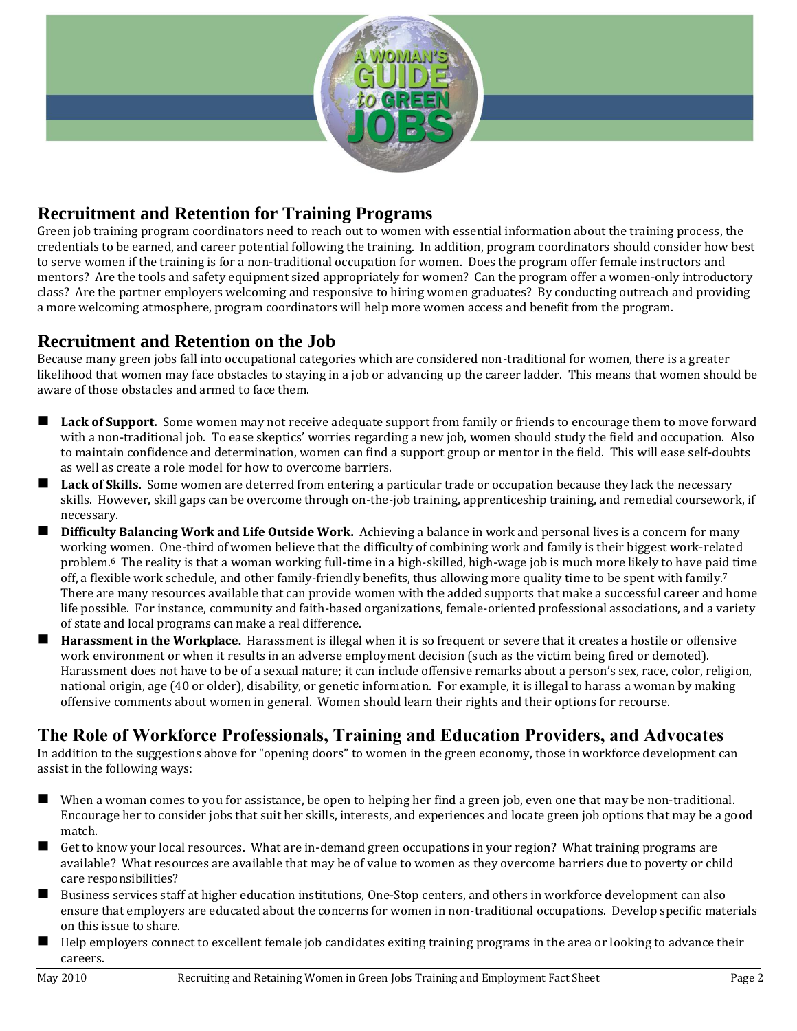## Recruitment and Retention for Training Programs

Green job training program coordinators need to reach out to women with essential information about the training process, the credentials to be earned, and career potential following the training. In addition, program coordinators should consider how best to serve women if the training is for a non-traditional occupation for women. Does the program offer female instructors and mentors? Are the tools and safety equipment sized appropriately for women? Can the program offer a women-only introductory class? Are the partner employers welcoming and responsive to hiring women graduates? By conducting outreach and providing a more welcoming atmosphere, program coordinators will help more women access and benefit from the program.

## Recruitment and Retention on the Job

Because many green jobs fall into occupational categories which are considered non-traditional for women, there is a greater likelihood that women may face obstacles to staying in a job or advancing up the career ladder. This means that women should be aware of those obstacles and armed to face them.

- **Lack of Support.** Some women may not receive adequate support from family or friends to encourage them to move forward with a non-traditional job. To ease skeptics' worries regarding a new job, women should study the field and occupation. Also to maintain confidence and determination, women can find a support group or mentor in the field. This will ease self-doubts as well as create a role model for how to overcome barriers.
- **Lack of Skills.** Some women are deterred from entering a particular trade or occupation because they lack the necessary skills. However, skill gaps can be overcome through on-the-job training, apprenticeship training, and remedial coursework, if necessary.
- **Difficulty Balancing Work and Life Outside Work.** Achieving a balance in work and personal lives is a concern for many working women. One-third of women believe that the difficulty of combining work and family is their biggest work-related problem.[6] The reality is that a woman working full-time in a high-skilled, high-wage job is much more likely to have paid time off, a flexible work schedule, and other family-friendly benefits, thus allowing more quality time to be spent with family.[7] There are many resources available that can provide women with the added supports that make a successful career and home life possible. For instance, community and faith-based organizations, female-oriented professional associations, and a variety of state and local programs can make a real difference.
- **Harassment in the Workplace.** Harassment is illegal when it is so frequent or severe that it creates a hostile or offensive work environment or when it results in an adverse employment decision (such as the victim being fired or demoted). Harassment does not have to be of a sexual nature; it can include offensive remarks about a person's sex, race, color, religion, national origin, age (40 or older), disability, or genetic information. For example, it is illegal to harass a woman by making offensive comments about women in general. Women should learn their rights and their options for recourse.

## The Role of Workforce Professionals, Training and Education Providers, and Advocates

In addition to the suggestions above for "opening doors" to women in the green economy, those in workforce development can assist in the following ways:

- When a woman comes to you for assistance, be open to helping her find a green job, even one that may be non-traditional. Encourage her to consider jobs that suit her skills, interests, and experiences and locate green job options that may be a good match.
- Get to know your local resources. What are in-demand green occupations in your region? What training programs are available? What resources are available that may be of value to women as they overcome barriers due to poverty or child care responsibilities?
- Business services staff at higher education institutions, One-Stop centers, and others in workforce development can also ensure that employers are educated about the concerns for women in non-traditional occupations. Develop specific materials on this issue to share.
- Help employers connect to excellent female job candidates exiting training programs in the area or looking to advance their careers.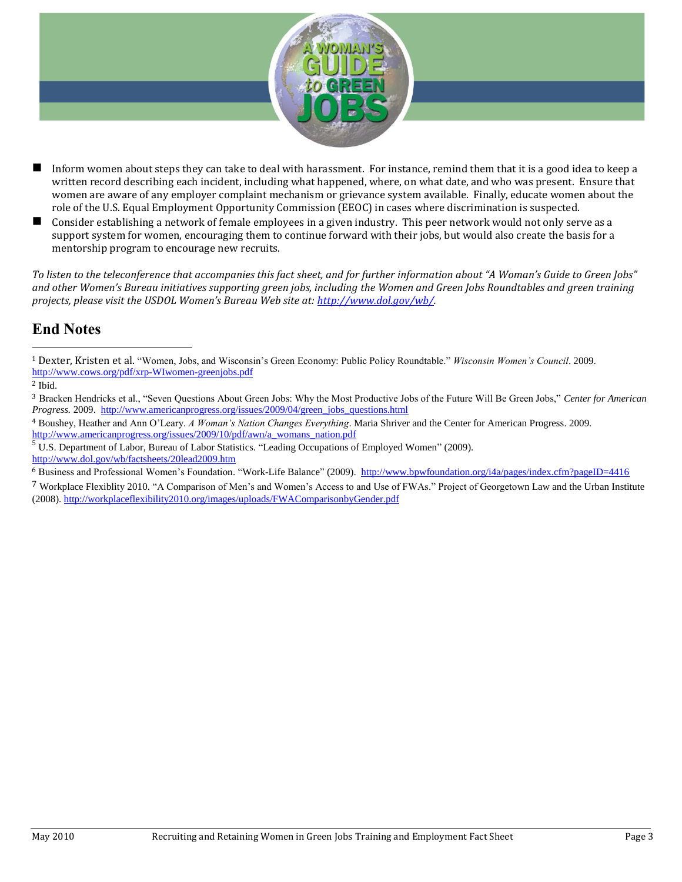- Inform women about steps they can take to deal with harassment. For instance, remind them that it is a good idea to keep a written record describing each incident, including what happened, where, on what date, and who was present. Ensure that women are aware of any employer complaint mechanism or grievance system available. Finally, educate women about the role of the U.S. Equal Employment Opportunity Commission (EEOC) in cases where discrimination is suspected.
- Consider establishing a network of female employees in a given industry. This peer network would not only serve as a support system for women, encouraging them to continue forward with their jobs, but would also create the basis for a mentorship program to encourage new recruits.

*To listen to the teleconference that accompanies this fact sheet, and for further information about "A Woman's Guide to Green Jobs" and other Women's Bureau initiatives supporting green jobs, including the Women and Green Jobs Roundtables and green training projects, please visit the USDOL Women's Bureau Web site at: http://www.dol.gov/wb/.*

## End Notes

[1] Dexter, Kristen et al. "Women, Jobs, and Wisconsin's Green Economy: Public Policy Roundtable." *Wisconsin Women's Council*. 2009. http://www.cows.org/pdf/xrp-WIwomen-greenjobs.pdf

[2] Ibid.

[3] Bracken Hendricks et al., "Seven Questions About Green Jobs: Why the Most Productive Jobs of the Future Will Be Green Jobs," *Center for American Progress.* 2009. http://www.americanprogress.org/issues/2009/04/green_jobs_questions.html

[4] Boushey, Heather and Ann O'Leary. *A Woman's Nation Changes Everything*. Maria Shriver and the Center for American Progress. 2009. http://www.americanprogress.org/issues/2009/10/pdf/awn/a_womans_nation.pdf

[5] U.S. Department of Labor, Bureau of Labor Statistics. "Leading Occupations of Employed Women" (2009). http://www.dol.gov/wb/factsheets/20lead2009.htm

[6] Business and Professional Women's Foundation. "Work-Life Balance" (2009). http://www.bpwfoundation.org/i4a/pages/index.cfm?pageID=4416

[7] Workplace Flexiblity 2010. "A Comparison of Men's and Women's Access to and Use of FWAs." Project of Georgetown Law and the Urban Institute (2008). http://workplaceflexibility2010.org/images/uploads/FWAComparisonbyGender.pdf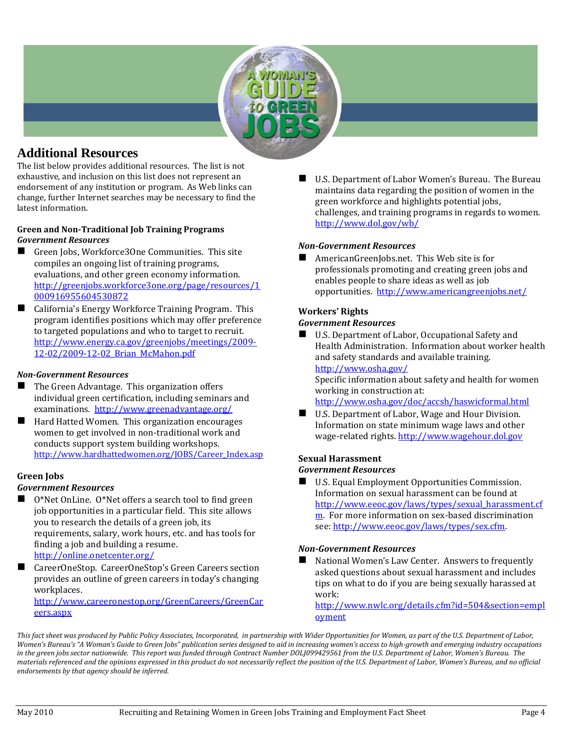# Additional Resources

The list below provides additional resources. The list is not exhaustive, and inclusion on this list does not represent an endorsement of any institution or program. As Web links can change, further Internet searches may be necessary to find the latest information.

## Green and Non-Traditional Job Training Programs

### *Government Resources*

- Green Jobs, Workforce3One Communities. This site compiles an ongoing list of training programs, evaluations, and other green economy information. http://greenjobs.workforce3one.org/page/resources/1000916955604530872
- California's Energy Workforce Training Program. This program identifies positions which may offer preference to targeted populations and who to target to recruit. http://www.energy.ca.gov/greenjobs/meetings/2009-12-02/2009-12-02_Brian_McMahon.pdf

### *Non-Government Resources*

- The Green Advantage. This organization offers individual green certification, including seminars and examinations. http://www.greenadvantage.org/
- Hard Hatted Women. This organization encourages women to get involved in non-traditional work and conducts support system building workshops. http://www.hardhattedwomen.org/JOBS/Career_Index.asp

## Green Jobs

### *Government Resources*

- O*Net OnLine. O*Net offers a search tool to find green job opportunities in a particular field. This site allows you to research the details of a green job, its requirements, salary, work hours, etc. and has tools for finding a job and building a resume. http://online.onetcenter.org/
- CareerOneStop. CareerOneStop's Green Careers section provides an outline of green careers in today's changing workplaces. http://www.careeronestop.org/GreenCareers/GreenCareers.aspx
- U.S. Department of Labor Women's Bureau. The Bureau maintains data regarding the position of women in the green workforce and highlights potential jobs, challenges, and training programs in regards to women. http://www.dol.gov/wb/

### *Non-Government Resources*

- AmericanGreenJobs.net. This Web site is for professionals promoting and creating green jobs and enables people to share ideas as well as job opportunities. http://www.americangreenjobs.net/

## Workers' Rights

### *Government Resources*

- U.S. Department of Labor, Occupational Safety and Health Administration. Information about worker health and safety standards and available training. http://www.osha.gov/
  Specific information about safety and health for women working in construction at: http://www.osha.gov/doc/accsh/haswicformal.html
- U.S. Department of Labor, Wage and Hour Division. Information on state minimum wage laws and other wage-related rights. http://www.wagehour.dol.gov

## Sexual Harassment

### *Government Resources*

- U.S. Equal Employment Opportunities Commission. Information on sexual harassment can be found at http://www.eeoc.gov/laws/types/sexual_harassment.cfm. For more information on sex-based discrimination see: http://www.eeoc.gov/laws/types/sex.cfm.

### *Non-Government Resources*

- National Women's Law Center. Answers to frequently asked questions about sexual harassment and includes tips on what to do if you are being sexually harassed at work: http://www.nwlc.org/details.cfm?id=504&section=employment

*This fact sheet was produced by Public Policy Associates, Incorporated, in partnership with Wider Opportunities for Women, as part of the U.S. Department of Labor, Women's Bureau's "A Woman's Guide to Green Jobs" publication series designed to aid in increasing women's access to high-growth and emerging industry occupations in the green jobs sector nationwide. This report was funded through Contract Number DOLJ099429561 from the U.S. Department of Labor, Women's Bureau. The materials referenced and the opinions expressed in this product do not necessarily reflect the position of the U.S. Department of Labor, Women's Bureau, and no official endorsements by that agency should be inferred.*